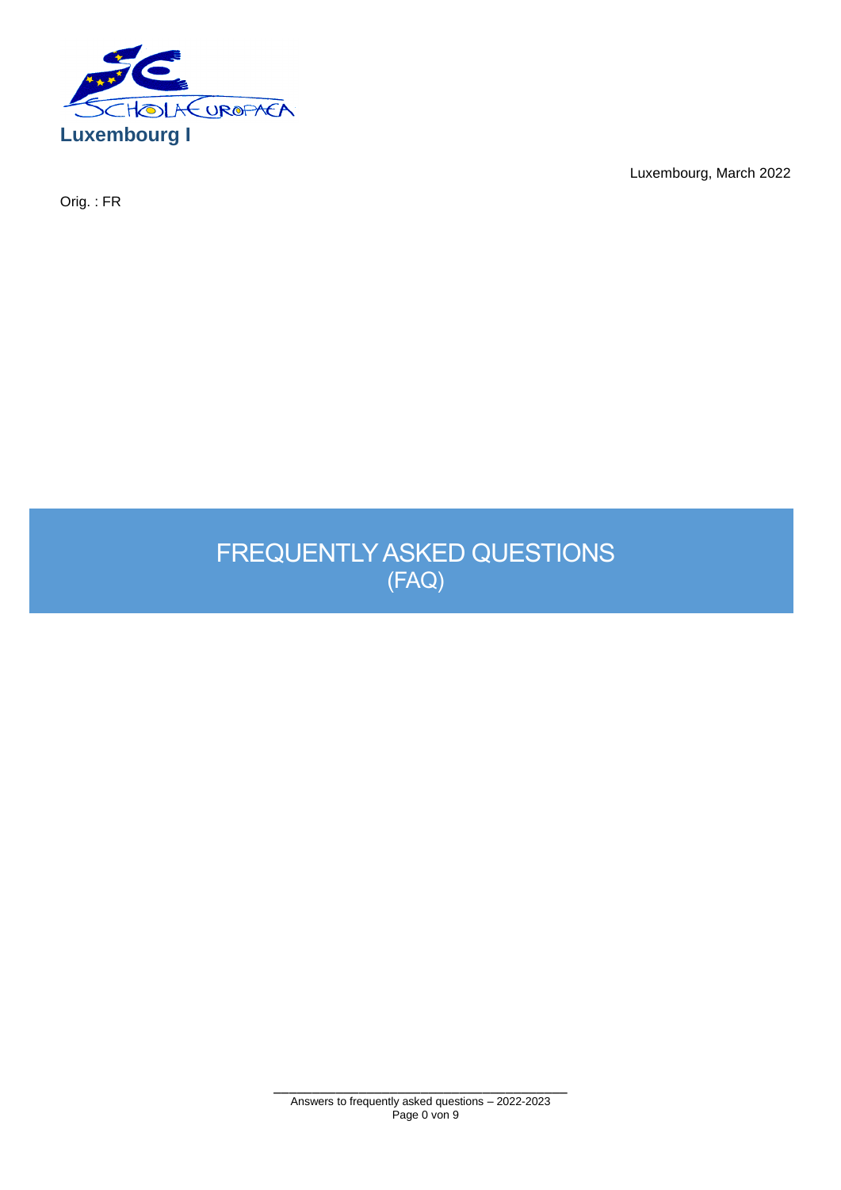**Luxembourg I**

Luxembourg, March 2022

Orig. : FR

# FREQUENTLY ASKED QUESTIONS (FAQ)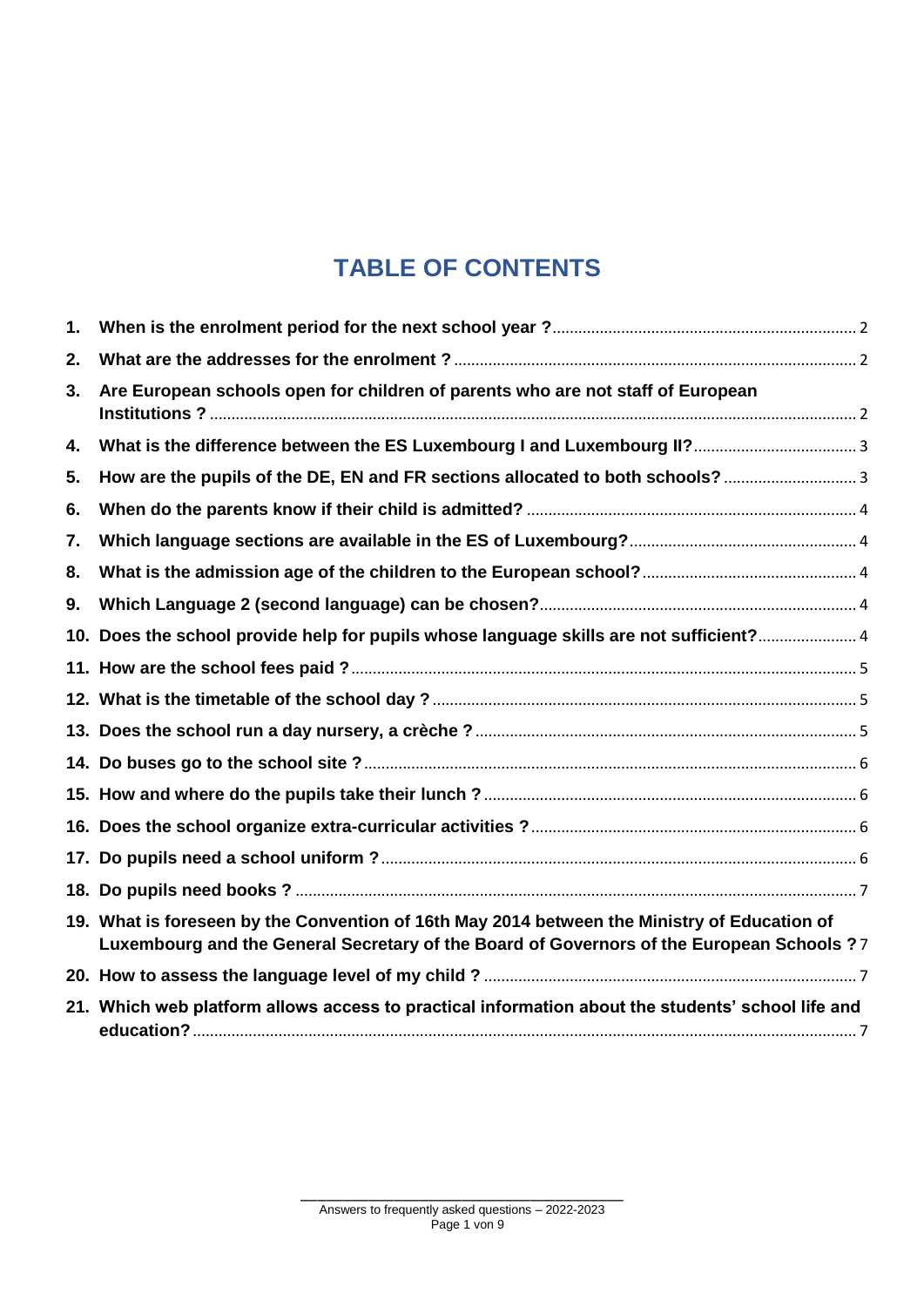# TABLE OF CONTENTS

1. When is the enrolment period for the next school year ? ..... 2
2. What are the addresses for the enrolment ? ..... 2
3. Are European schools open for children of parents who are not staff of European Institutions ? ..... 2
4. What is the difference between the ES Luxembourg I and Luxembourg II? ..... 3
5. How are the pupils of the DE, EN and FR sections allocated to both schools? ..... 3
6. When do the parents know if their child is admitted? ..... 4
7. Which language sections are available in the ES of Luxembourg? ..... 4
8. What is the admission age of the children to the European school? ..... 4
9. Which Language 2 (second language) can be chosen? ..... 4
10. Does the school provide help for pupils whose language skills are not sufficient? ..... 4
11. How are the school fees paid ? ..... 5
12. What is the timetable of the school day ? ..... 5
13. Does the school run a day nursery, a crèche ? ..... 5
14. Do buses go to the school site ? ..... 6
15. How and where do the pupils take their lunch ? ..... 6
16. Does the school organize extra-curricular activities ? ..... 6
17. Do pupils need a school uniform ? ..... 6
18. Do pupils need books ? ..... 7
19. What is foreseen by the Convention of 16th May 2014 between the Ministry of Education of Luxembourg and the General Secretary of the Board of Governors of the European Schools ? 7
20. How to assess the language level of my child ? ..... 7
21. Which web platform allows access to practical information about the students' school life and education? ..... 7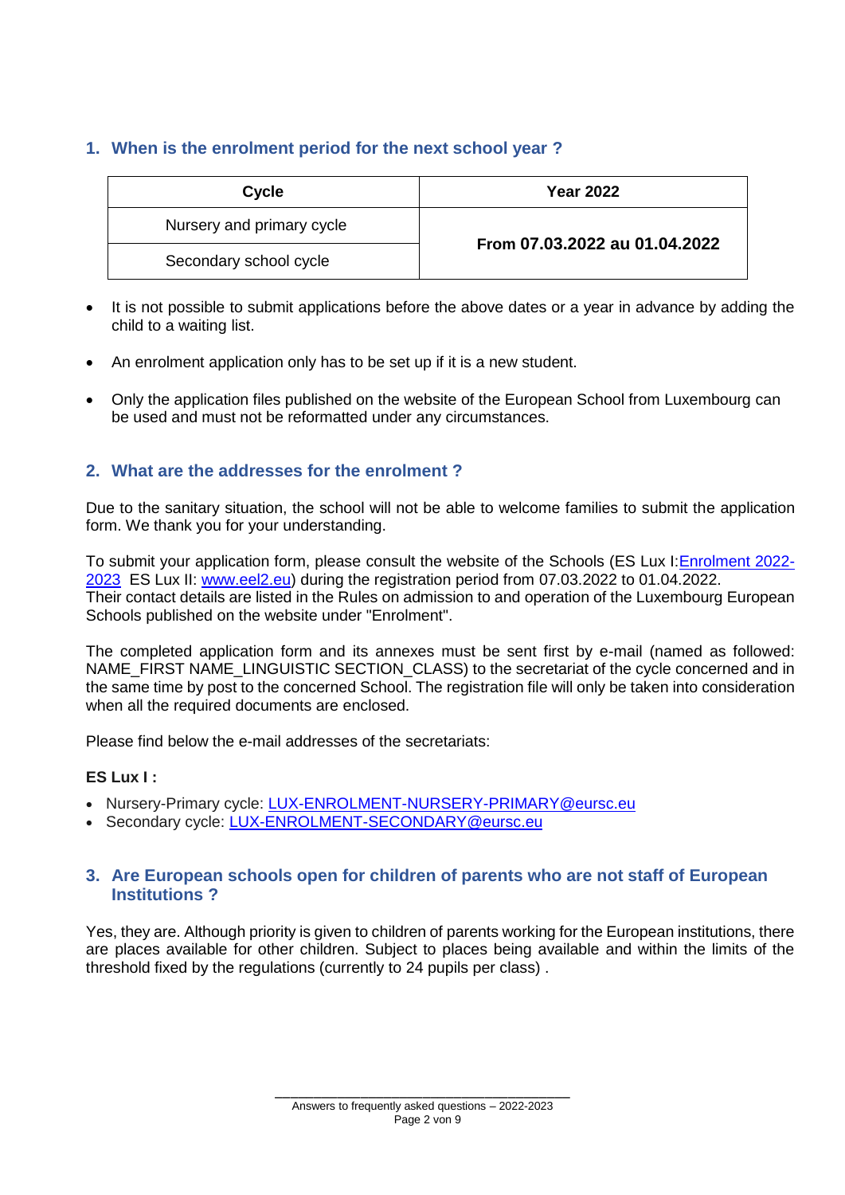## 1. When is the enrolment period for the next school year ?

| Cycle | Year 2022 |
|---|---|
| Nursery and primary cycle | **From 07.03.2022 au 01.04.2022** |
| Secondary school cycle | |

- It is not possible to submit applications before the above dates or a year in advance by adding the child to a waiting list.
- An enrolment application only has to be set up if it is a new student.
- Only the application files published on the website of the European School from Luxembourg can be used and must not be reformatted under any circumstances.

## 2. What are the addresses for the enrolment ?

Due to the sanitary situation, the school will not be able to welcome families to submit the application form. We thank you for your understanding.

To submit your application form, please consult the website of the Schools (ES Lux I: Enrolment 2022-2023 ES Lux II: www.eel2.eu) during the registration period from 07.03.2022 to 01.04.2022.
Their contact details are listed in the Rules on admission to and operation of the Luxembourg European Schools published on the website under "Enrolment".

The completed application form and its annexes must be sent first by e-mail (named as followed: NAME_FIRST NAME_LINGUISTIC SECTION_CLASS) to the secretariat of the cycle concerned and in the same time by post to the concerned School. The registration file will only be taken into consideration when all the required documents are enclosed.

Please find below the e-mail addresses of the secretariats:

**ES Lux I :**

- Nursery-Primary cycle: LUX-ENROLMENT-NURSERY-PRIMARY@eursc.eu
- Secondary cycle: LUX-ENROLMENT-SECONDARY@eursc.eu

## 3. Are European schools open for children of parents who are not staff of European Institutions ?

Yes, they are. Although priority is given to children of parents working for the European institutions, there are places available for other children. Subject to places being available and within the limits of the threshold fixed by the regulations (currently to 24 pupils per class) .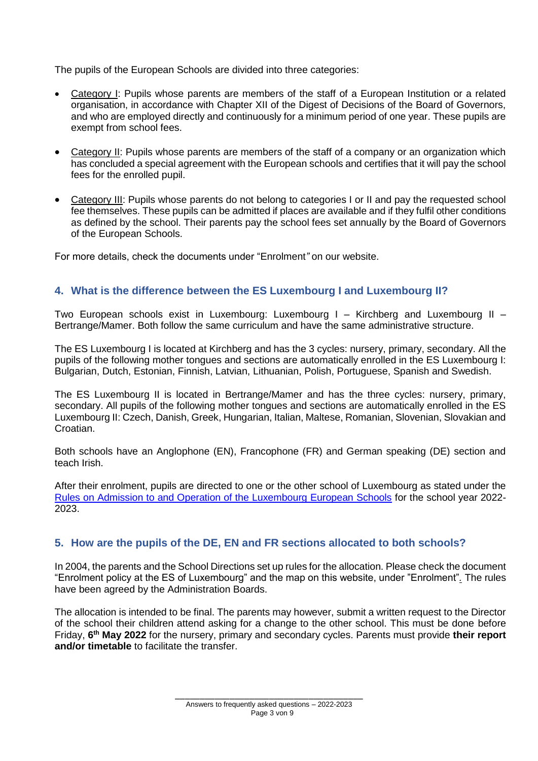The pupils of the European Schools are divided into three categories:

- Category I: Pupils whose parents are members of the staff of a European Institution or a related organisation, in accordance with Chapter XII of the Digest of Decisions of the Board of Governors, and who are employed directly and continuously for a minimum period of one year. These pupils are exempt from school fees.
- Category II: Pupils whose parents are members of the staff of a company or an organization which has concluded a special agreement with the European schools and certifies that it will pay the school fees for the enrolled pupil.
- Category III: Pupils whose parents do not belong to categories I or II and pay the requested school fee themselves. These pupils can be admitted if places are available and if they fulfil other conditions as defined by the school. Their parents pay the school fees set annually by the Board of Governors of the European Schools.

For more details, check the documents under "Enrolment" on our website.

## 4. What is the difference between the ES Luxembourg I and Luxembourg II?

Two European schools exist in Luxembourg: Luxembourg I – Kirchberg and Luxembourg II – Bertrange/Mamer. Both follow the same curriculum and have the same administrative structure.

The ES Luxembourg I is located at Kirchberg and has the 3 cycles: nursery, primary, secondary. All the pupils of the following mother tongues and sections are automatically enrolled in the ES Luxembourg I: Bulgarian, Dutch, Estonian, Finnish, Latvian, Lithuanian, Polish, Portuguese, Spanish and Swedish.

The ES Luxembourg II is located in Bertrange/Mamer and has the three cycles: nursery, primary, secondary. All pupils of the following mother tongues and sections are automatically enrolled in the ES Luxembourg II: Czech, Danish, Greek, Hungarian, Italian, Maltese, Romanian, Slovenian, Slovakian and Croatian.

Both schools have an Anglophone (EN), Francophone (FR) and German speaking (DE) section and teach Irish.

After their enrolment, pupils are directed to one or the other school of Luxembourg as stated under the Rules on Admission to and Operation of the Luxembourg European Schools for the school year 2022-2023.

## 5. How are the pupils of the DE, EN and FR sections allocated to both schools?

In 2004, the parents and the School Directions set up rules for the allocation. Please check the document "Enrolment policy at the ES of Luxembourg" and the map on this website, under "Enrolment". The rules have been agreed by the Administration Boards.

The allocation is intended to be final. The parents may however, submit a written request to the Director of the school their children attend asking for a change to the other school. This must be done before Friday, **6th May 2022** for the nursery, primary and secondary cycles. Parents must provide **their report and/or timetable** to facilitate the transfer.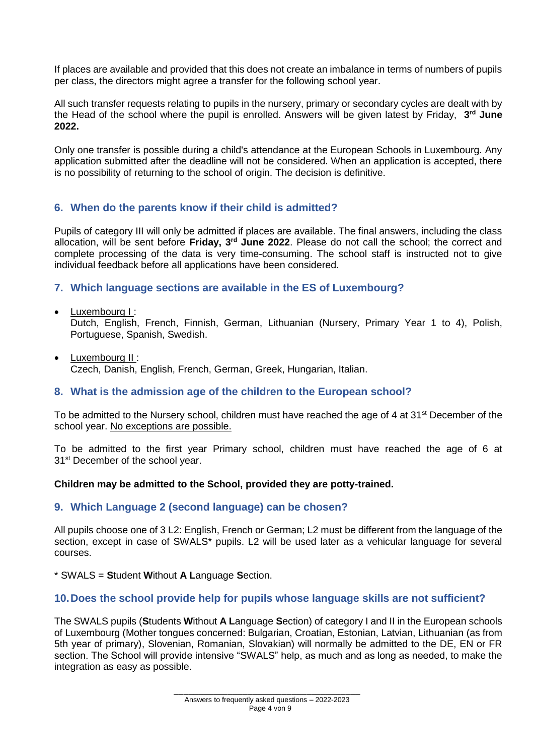If places are available and provided that this does not create an imbalance in terms of numbers of pupils per class, the directors might agree a transfer for the following school year.

All such transfer requests relating to pupils in the nursery, primary or secondary cycles are dealt with by the Head of the school where the pupil is enrolled. Answers will be given latest by Friday, **3rd June 2022.**

Only one transfer is possible during a child's attendance at the European Schools in Luxembourg. Any application submitted after the deadline will not be considered. When an application is accepted, there is no possibility of returning to the school of origin. The decision is definitive.

## 6. When do the parents know if their child is admitted?

Pupils of category III will only be admitted if places are available. The final answers, including the class allocation, will be sent before **Friday, 3rd June 2022**. Please do not call the school; the correct and complete processing of the data is very time-consuming. The school staff is instructed not to give individual feedback before all applications have been considered.

## 7. Which language sections are available in the ES of Luxembourg?

- Luxembourg I :
  Dutch, English, French, Finnish, German, Lithuanian (Nursery, Primary Year 1 to 4), Polish, Portuguese, Spanish, Swedish.
- Luxembourg II :
  Czech, Danish, English, French, German, Greek, Hungarian, Italian.

## 8. What is the admission age of the children to the European school?

To be admitted to the Nursery school, children must have reached the age of 4 at 31st December of the school year. No exceptions are possible.

To be admitted to the first year Primary school, children must have reached the age of 6 at 31st December of the school year.

**Children may be admitted to the School, provided they are potty-trained.**

## 9. Which Language 2 (second language) can be chosen?

All pupils choose one of 3 L2: English, French or German; L2 must be different from the language of the section, except in case of SWALS* pupils. L2 will be used later as a vehicular language for several courses.

* SWALS = **S**tudent **W**ithout **A** **L**anguage **S**ection.

## 10. Does the school provide help for pupils whose language skills are not sufficient?

The SWALS pupils (**S**tudents **W**ithout **A** **L**anguage **S**ection) of category I and II in the European schools of Luxembourg (Mother tongues concerned: Bulgarian, Croatian, Estonian, Latvian, Lithuanian (as from 5th year of primary), Slovenian, Romanian, Slovakian) will normally be admitted to the DE, EN or FR section. The School will provide intensive "SWALS" help, as much and as long as needed, to make the integration as easy as possible.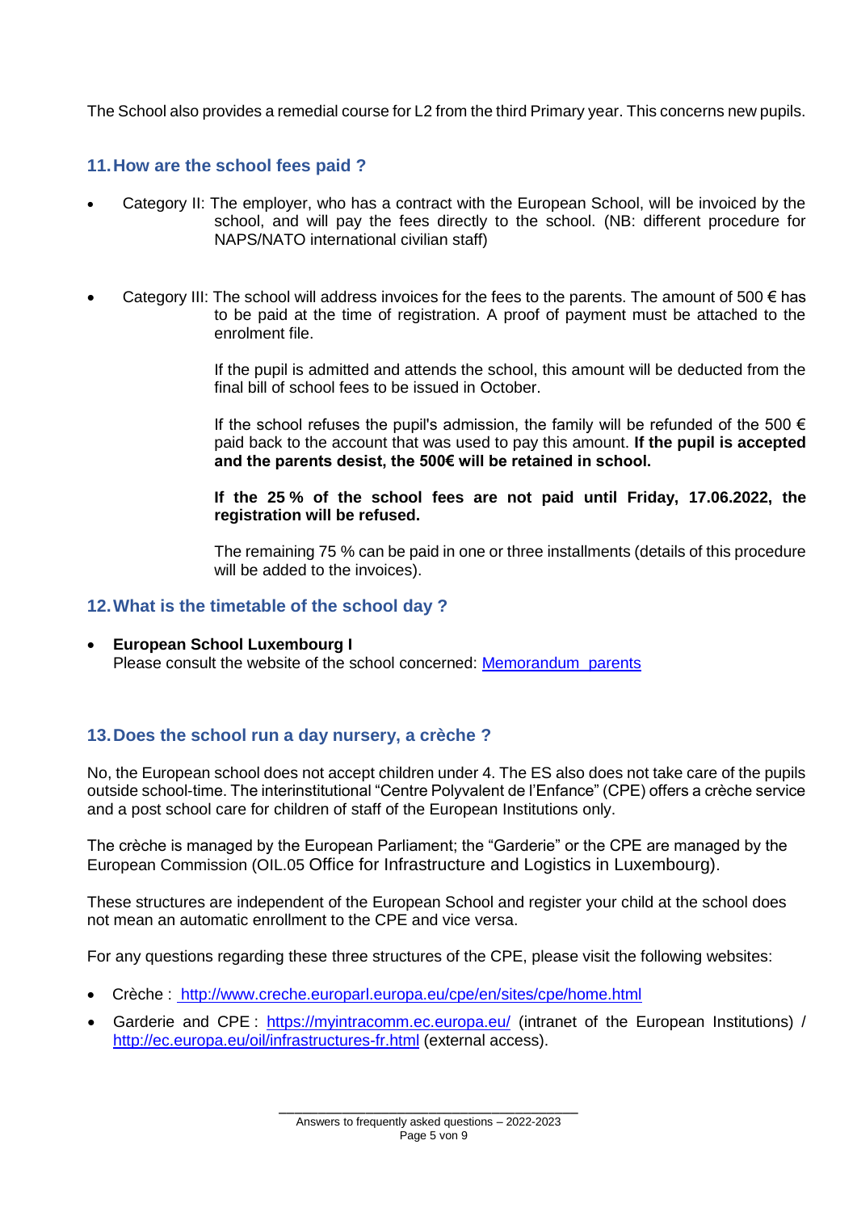The School also provides a remedial course for L2 from the third Primary year. This concerns new pupils.

## 11. How are the school fees paid ?

- Category II: The employer, who has a contract with the European School, will be invoiced by the school, and will pay the fees directly to the school. (NB: different procedure for NAPS/NATO international civilian staff)

- Category III: The school will address invoices for the fees to the parents. The amount of 500 € has to be paid at the time of registration. A proof of payment must be attached to the enrolment file.

  If the pupil is admitted and attends the school, this amount will be deducted from the final bill of school fees to be issued in October.

  If the school refuses the pupil's admission, the family will be refunded of the 500 € paid back to the account that was used to pay this amount. **If the pupil is accepted and the parents desist, the 500€ will be retained in school.**

  **If the 25 % of the school fees are not paid until Friday, 17.06.2022, the registration will be refused.**

  The remaining 75 % can be paid in one or three installments (details of this procedure will be added to the invoices).

## 12. What is the timetable of the school day ?

- **European School Luxembourg I**
  Please consult the website of the school concerned: [Memorandum_parents]

## 13. Does the school run a day nursery, a crèche ?

No, the European school does not accept children under 4. The ES also does not take care of the pupils outside school-time. The interinstitutional "Centre Polyvalent de l'Enfance" (CPE) offers a crèche service and a post school care for children of staff of the European Institutions only.

The crèche is managed by the European Parliament; the "Garderie" or the CPE are managed by the European Commission (OIL.05 Office for Infrastructure and Logistics in Luxembourg).

These structures are independent of the European School and register your child at the school does not mean an automatic enrollment to the CPE and vice versa.

For any questions regarding these three structures of the CPE, please visit the following websites:

- Crèche : http://www.creche.europarl.europa.eu/cpe/en/sites/cpe/home.html
- Garderie and CPE : https://myintracomm.ec.europa.eu/ (intranet of the European Institutions) / http://ec.europa.eu/oil/infrastructures-fr.html (external access).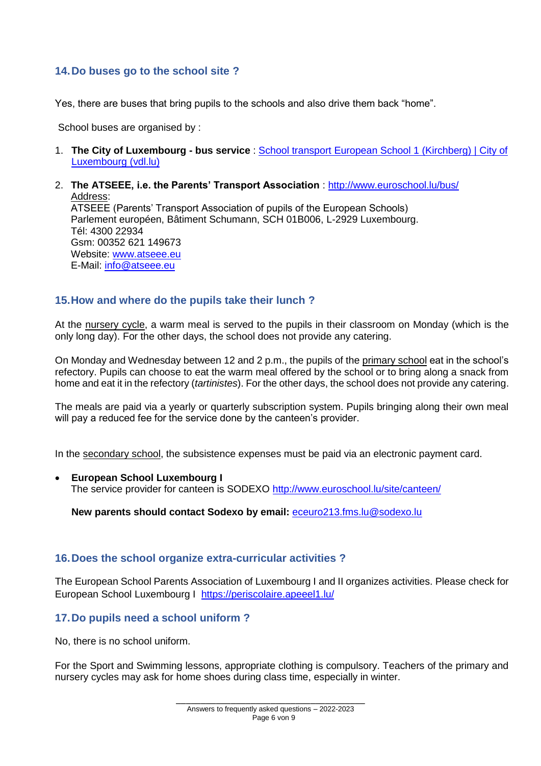## 14. Do buses go to the school site ?

Yes, there are buses that bring pupils to the schools and also drive them back “home”.

School buses are organised by :

1. **The City of Luxembourg - bus service** : School transport European School 1 (Kirchberg) | City of Luxembourg (vdl.lu)
2. **The ATSEEE, i.e. the Parents’ Transport Association** : http://www.euroschool.lu/bus/
   Address:
   ATSEEE (Parents’ Transport Association of pupils of the European Schools)
   Parlement européen, Bâtiment Schumann, SCH 01B006, L-2929 Luxembourg.
   Tél: 4300 22934
   Gsm: 00352 621 149673
   Website: www.atseee.eu
   E-Mail: info@atseee.eu

## 15. How and where do the pupils take their lunch ?

At the nursery cycle, a warm meal is served to the pupils in their classroom on Monday (which is the only long day). For the other days, the school does not provide any catering.

On Monday and Wednesday between 12 and 2 p.m., the pupils of the primary school eat in the school’s refectory. Pupils can choose to eat the warm meal offered by the school or to bring along a snack from home and eat it in the refectory (*tartinistes*). For the other days, the school does not provide any catering.

The meals are paid via a yearly or quarterly subscription system. Pupils bringing along their own meal will pay a reduced fee for the service done by the canteen’s provider.

In the secondary school, the subsistence expenses must be paid via an electronic payment card.

- **European School Luxembourg I**
  The service provider for canteen is SODEXO http://www.euroschool.lu/site/canteen/

  **New parents should contact Sodexo by email:** eceuro213.fms.lu@sodexo.lu

## 16. Does the school organize extra-curricular activities ?

The European School Parents Association of Luxembourg I and II organizes activities. Please check for European School Luxembourg I https://periscolaire.apeeel1.lu/

## 17. Do pupils need a school uniform ?

No, there is no school uniform.

For the Sport and Swimming lessons, appropriate clothing is compulsory. Teachers of the primary and nursery cycles may ask for home shoes during class time, especially in winter.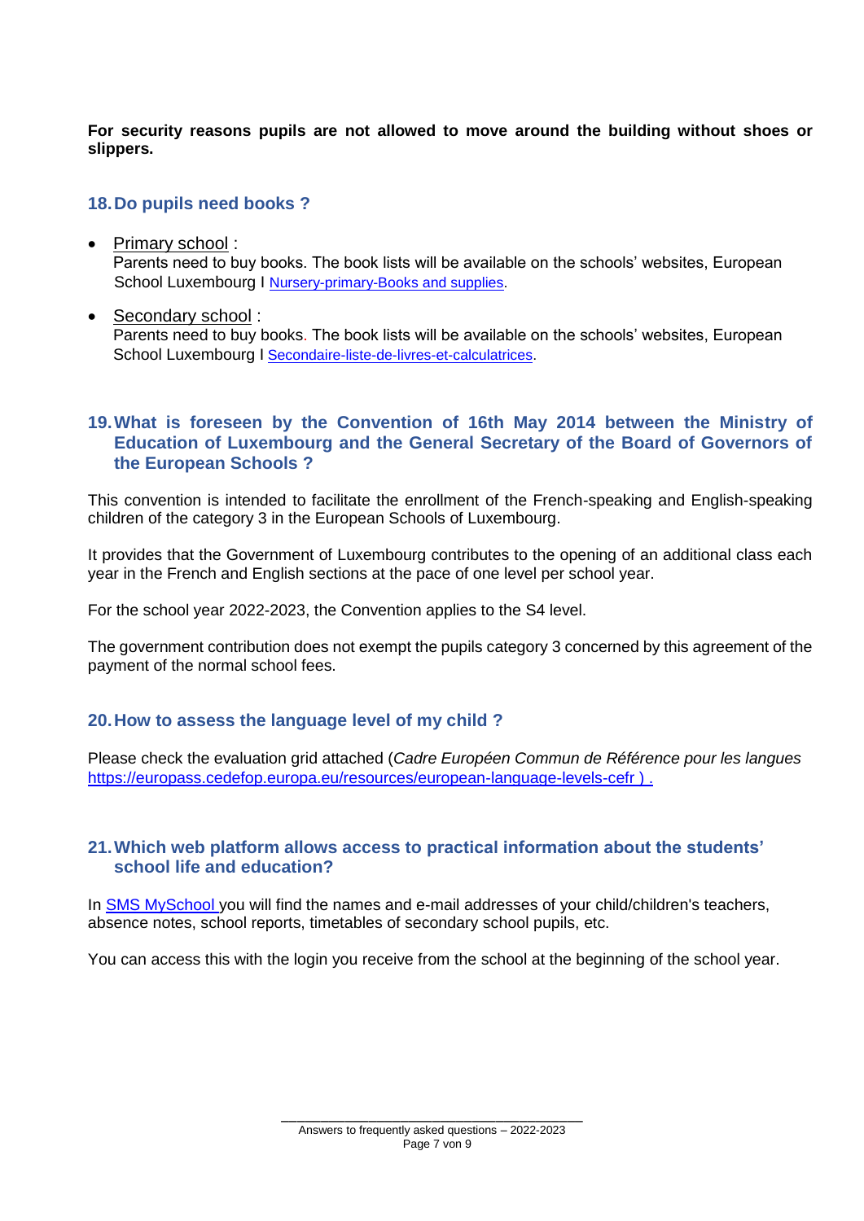**For security reasons pupils are not allowed to move around the building without shoes or slippers.**

## 18. Do pupils need books ?

- Primary school :
  Parents need to buy books. The book lists will be available on the schools' websites, European School Luxembourg I Nursery-primary-Books and supplies.

- Secondary school :
  Parents need to buy books. The book lists will be available on the schools' websites, European School Luxembourg I Secondaire-liste-de-livres-et-calculatrices.

## 19. What is foreseen by the Convention of 16th May 2014 between the Ministry of Education of Luxembourg and the General Secretary of the Board of Governors of the European Schools ?

This convention is intended to facilitate the enrollment of the French-speaking and English-speaking children of the category 3 in the European Schools of Luxembourg.

It provides that the Government of Luxembourg contributes to the opening of an additional class each year in the French and English sections at the pace of one level per school year.

For the school year 2022-2023, the Convention applies to the S4 level.

The government contribution does not exempt the pupils category 3 concerned by this agreement of the payment of the normal school fees.

## 20. How to assess the language level of my child ?

Please check the evaluation grid attached (*Cadre Européen Commun de Référence pour les langues* https://europass.cedefop.europa.eu/resources/european-language-levels-cefr ) .

## 21. Which web platform allows access to practical information about the students' school life and education?

In SMS MySchool you will find the names and e-mail addresses of your child/children's teachers, absence notes, school reports, timetables of secondary school pupils, etc.

You can access this with the login you receive from the school at the beginning of the school year.